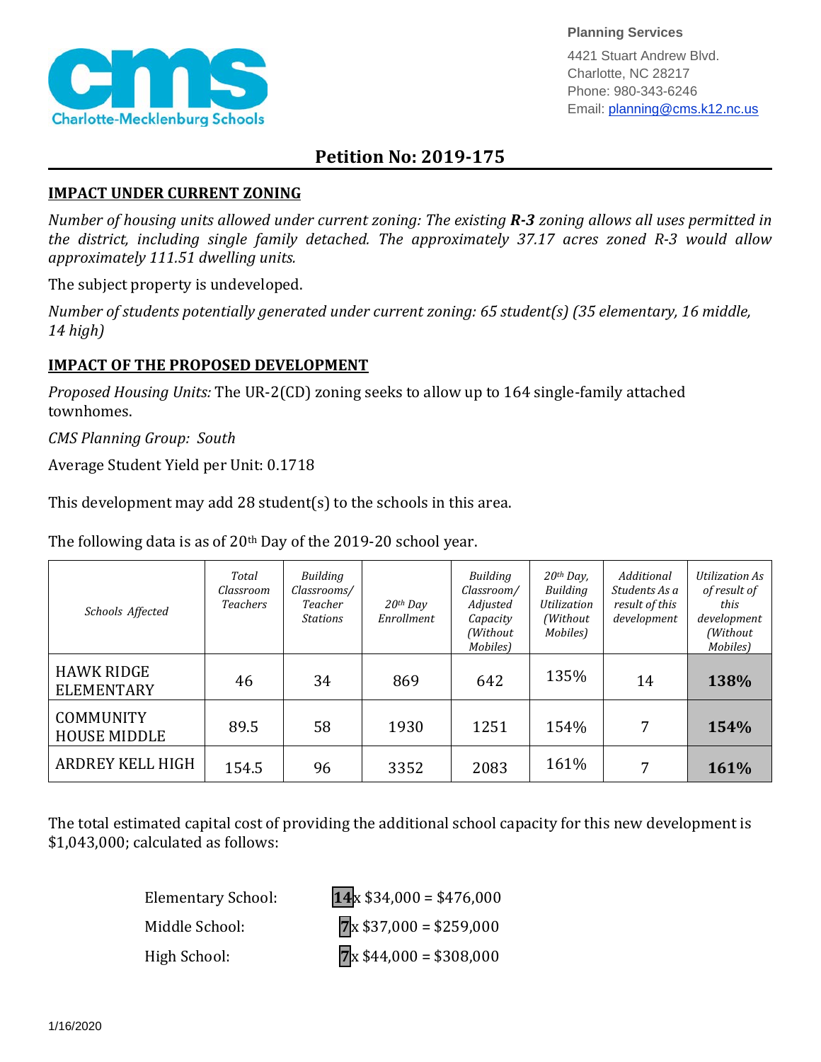Charlote-Mecklenburg Schools

**Planning Services**

4421 Stuart Andrew Blvd.
Charlotte, NC 28217
Phone: 980-343-6246
Email: planning@cms.k12.nc.us

# Petition No: 2019-175

## IMPACT UNDER CURRENT ZONING

*Number of housing units allowed under current zoning: The existing* ***R-3*** *zoning allows all uses permitted in the district, including single family detached. The approximately 37.17 acres zoned R-3 would allow approximately 111.51 dwelling units.*

The subject property is undeveloped.

*Number of students potentially generated under current zoning: 65 student(s) (35 elementary, 16 middle, 14 high)*

## IMPACT OF THE PROPOSED DEVELOPMENT

*Proposed Housing Units:* The UR-2(CD) zoning seeks to allow up to 164 single-family attached townhomes.

*CMS Planning Group: South*

Average Student Yield per Unit: 0.1718

This development may add 28 student(s) to the schools in this area.

The following data is as of 20th Day of the 2019-20 school year.

| *Schools Affected* | *Total Classroom Teachers* | *Building Classrooms/ Teacher Stations* | *20th Day Enrollment* | *Building Classroom/ Adjusted Capacity (Without Mobiles)* | *20th Day, Building Utilization (Without Mobiles)* | *Additional Students As a result of this development* | *Utilization As of result of this development (Without Mobiles)* |
|---|---|---|---|---|---|---|---|
| HAWK RIDGE ELEMENTARY | 46 | 34 | 869 | 642 | 135% | 14 | **138%** |
| COMMUNITY HOUSE MIDDLE | 89.5 | 58 | 1930 | 1251 | 154% | 7 | **154%** |
| ARDREY KELL HIGH | 154.5 | 96 | 3352 | 2083 | 161% | 7 | **161%** |

The total estimated capital cost of providing the additional school capacity for this new development is $1,043,000; calculated as follows:

Elementary School: **14** x $34,000 = $476,000

Middle School: **7** x $37,000 = $259,000

High School: **7** x $44,000 = $308,000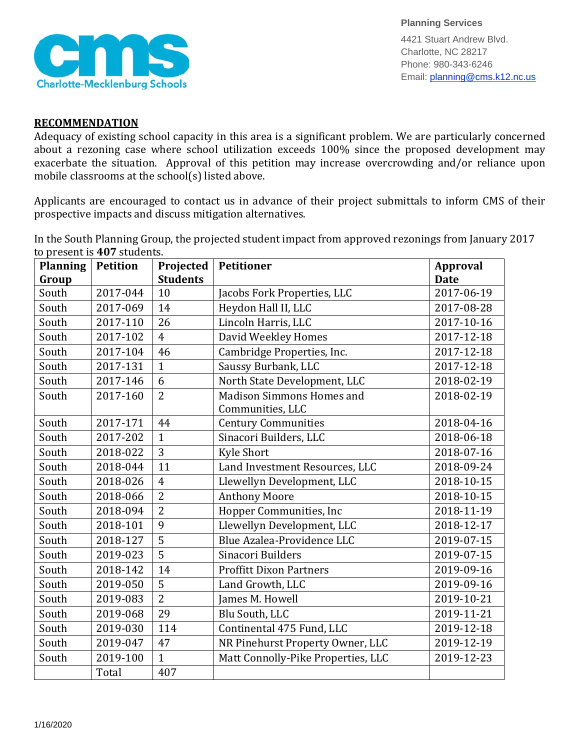Planning Services

4421 Stuart Andrew Blvd.
Charlotte, NC 28217
Phone: 980-343-6246
Email: planning@cms.k12.nc.us

**RECOMMENDATION**

Adequacy of existing school capacity in this area is a significant problem. We are particularly concerned about a rezoning case where school utilization exceeds 100% since the proposed development may exacerbate the situation. Approval of this petition may increase overcrowding and/or reliance upon mobile classrooms at the school(s) listed above.

Applicants are encouraged to contact us in advance of their project submittals to inform CMS of their prospective impacts and discuss mitigation alternatives.

In the South Planning Group, the projected student impact from approved rezonings from January 2017 to present is **407** students.

| Planning Group | Petition | Projected Students | Petitioner | Approval Date |
|---|---|---|---|---|
| South | 2017-044 | 10 | Jacobs Fork Properties, LLC | 2017-06-19 |
| South | 2017-069 | 14 | Heydon Hall II, LLC | 2017-08-28 |
| South | 2017-110 | 26 | Lincoln Harris, LLC | 2017-10-16 |
| South | 2017-102 | 4 | David Weekley Homes | 2017-12-18 |
| South | 2017-104 | 46 | Cambridge Properties, Inc. | 2017-12-18 |
| South | 2017-131 | 1 | Saussy Burbank, LLC | 2017-12-18 |
| South | 2017-146 | 6 | North State Development, LLC | 2018-02-19 |
| South | 2017-160 | 2 | Madison Simmons Homes and Communities, LLC | 2018-02-19 |
| South | 2017-171 | 44 | Century Communities | 2018-04-16 |
| South | 2017-202 | 1 | Sinacori Builders, LLC | 2018-06-18 |
| South | 2018-022 | 3 | Kyle Short | 2018-07-16 |
| South | 2018-044 | 11 | Land Investment Resources, LLC | 2018-09-24 |
| South | 2018-026 | 4 | Llewellyn Development, LLC | 2018-10-15 |
| South | 2018-066 | 2 | Anthony Moore | 2018-10-15 |
| South | 2018-094 | 2 | Hopper Communities, Inc | 2018-11-19 |
| South | 2018-101 | 9 | Llewellyn Development, LLC | 2018-12-17 |
| South | 2018-127 | 5 | Blue Azalea-Providence LLC | 2019-07-15 |
| South | 2019-023 | 5 | Sinacori Builders | 2019-07-15 |
| South | 2018-142 | 14 | Proffitt Dixon Partners | 2019-09-16 |
| South | 2019-050 | 5 | Land Growth, LLC | 2019-09-16 |
| South | 2019-083 | 2 | James M. Howell | 2019-10-21 |
| South | 2019-068 | 29 | Blu South, LLC | 2019-11-21 |
| South | 2019-030 | 114 | Continental 475 Fund, LLC | 2019-12-18 |
| South | 2019-047 | 47 | NR Pinehurst Property Owner, LLC | 2019-12-19 |
| South | 2019-100 | 1 | Matt Connolly-Pike Properties, LLC | 2019-12-23 |
| | Total | 407 | | |

1/16/2020